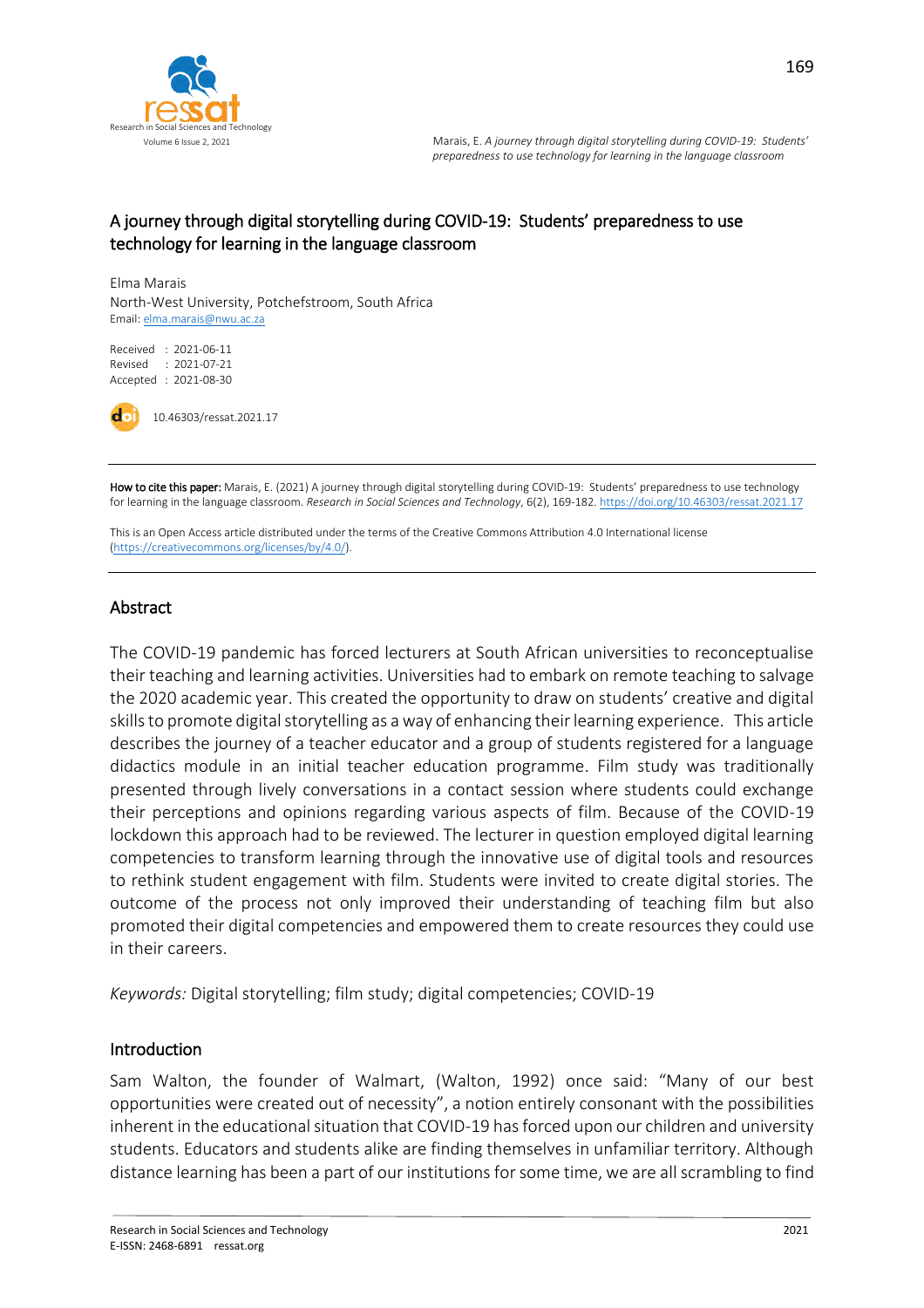# A journey through digital storytelling during COVID-19: Students' preparedness to use technology for learning in the language classroom

Elma Marais
North-West University, Potchefstroom, South Africa
Email: elma.marais@nwu.ac.za

Received : 2021-06-11
Revised : 2021-07-21
Accepted : 2021-08-30

10.46303/ressat.2021.17

**How to cite this paper:** Marais, E. (2021) A journey through digital storytelling during COVID-19: Students' preparedness to use technology for learning in the language classroom. *Research in Social Sciences and Technology*, 6(2), 169-182. https://doi.org/10.46303/ressat.2021.17

This is an Open Access article distributed under the terms of the Creative Commons Attribution 4.0 International license (https://creativecommons.org/licenses/by/4.0/).

## Abstract

The COVID-19 pandemic has forced lecturers at South African universities to reconceptualise their teaching and learning activities. Universities had to embark on remote teaching to salvage the 2020 academic year. This created the opportunity to draw on students' creative and digital skills to promote digital storytelling as a way of enhancing their learning experience. This article describes the journey of a teacher educator and a group of students registered for a language didactics module in an initial teacher education programme. Film study was traditionally presented through lively conversations in a contact session where students could exchange their perceptions and opinions regarding various aspects of film. Because of the COVID-19 lockdown this approach had to be reviewed. The lecturer in question employed digital learning competencies to transform learning through the innovative use of digital tools and resources to rethink student engagement with film. Students were invited to create digital stories. The outcome of the process not only improved their understanding of teaching film but also promoted their digital competencies and empowered them to create resources they could use in their careers.

*Keywords:* Digital storytelling; film study; digital competencies; COVID-19

## Introduction

Sam Walton, the founder of Walmart, (Walton, 1992) once said: "Many of our best opportunities were created out of necessity", a notion entirely consonant with the possibilities inherent in the educational situation that COVID-19 has forced upon our children and university students. Educators and students alike are finding themselves in unfamiliar territory. Although distance learning has been a part of our institutions for some time, we are all scrambling to find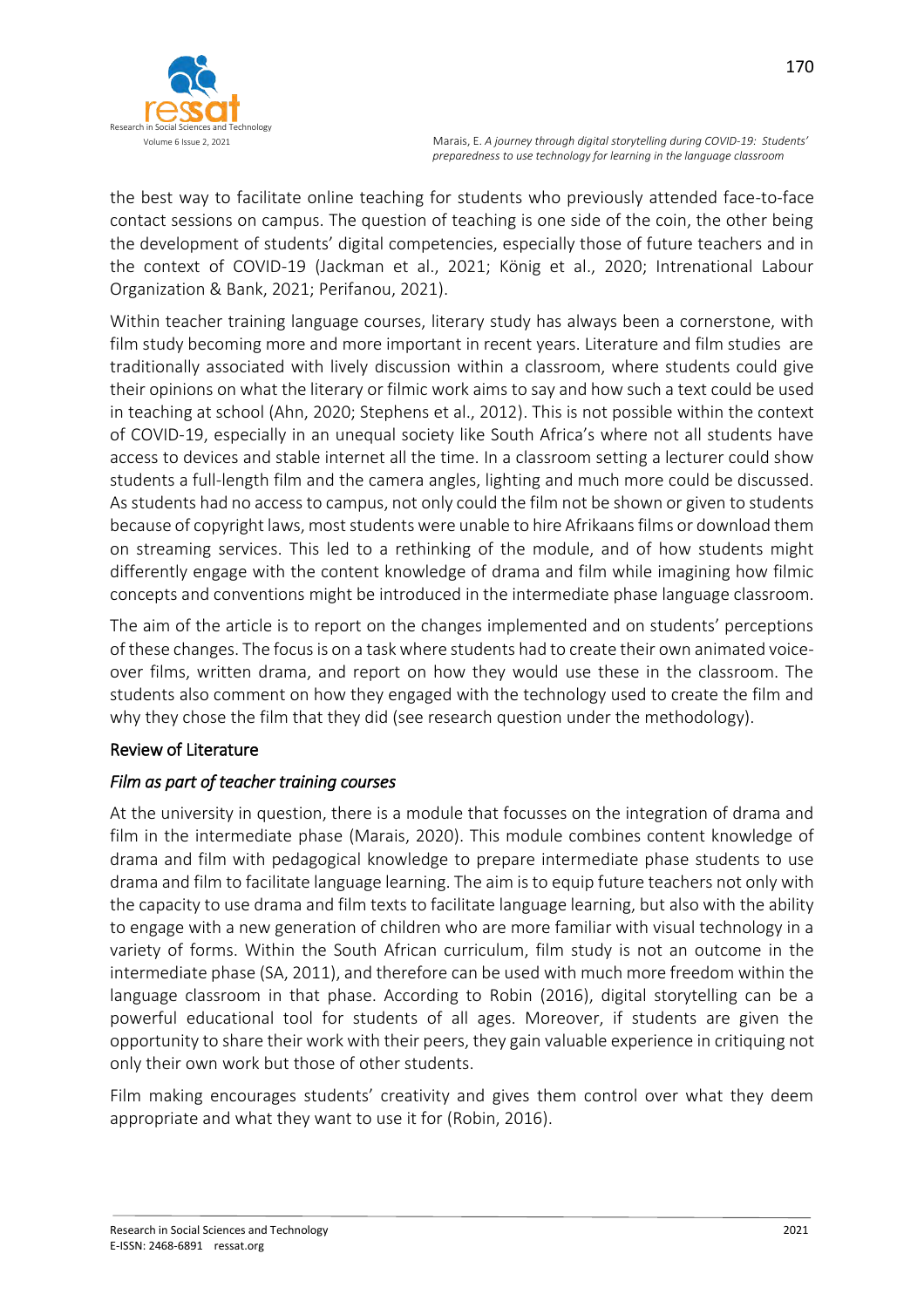the best way to facilitate online teaching for students who previously attended face-to-face contact sessions on campus. The question of teaching is one side of the coin, the other being the development of students' digital competencies, especially those of future teachers and in the context of COVID-19 (Jackman et al., 2021; König et al., 2020; Intrenational Labour Organization & Bank, 2021; Perifanou, 2021).

Within teacher training language courses, literary study has always been a cornerstone, with film study becoming more and more important in recent years. Literature and film studies are traditionally associated with lively discussion within a classroom, where students could give their opinions on what the literary or filmic work aims to say and how such a text could be used in teaching at school (Ahn, 2020; Stephens et al., 2012). This is not possible within the context of COVID-19, especially in an unequal society like South Africa's where not all students have access to devices and stable internet all the time. In a classroom setting a lecturer could show students a full-length film and the camera angles, lighting and much more could be discussed. As students had no access to campus, not only could the film not be shown or given to students because of copyright laws, most students were unable to hire Afrikaans films or download them on streaming services. This led to a rethinking of the module, and of how students might differently engage with the content knowledge of drama and film while imagining how filmic concepts and conventions might be introduced in the intermediate phase language classroom.

The aim of the article is to report on the changes implemented and on students' perceptions of these changes. The focus is on a task where students had to create their own animated voice-over films, written drama, and report on how they would use these in the classroom. The students also comment on how they engaged with the technology used to create the film and why they chose the film that they did (see research question under the methodology).

## Review of Literature

### *Film as part of teacher training courses*

At the university in question, there is a module that focusses on the integration of drama and film in the intermediate phase (Marais, 2020). This module combines content knowledge of drama and film with pedagogical knowledge to prepare intermediate phase students to use drama and film to facilitate language learning. The aim is to equip future teachers not only with the capacity to use drama and film texts to facilitate language learning, but also with the ability to engage with a new generation of children who are more familiar with visual technology in a variety of forms. Within the South African curriculum, film study is not an outcome in the intermediate phase (SA, 2011), and therefore can be used with much more freedom within the language classroom in that phase. According to Robin (2016), digital storytelling can be a powerful educational tool for students of all ages. Moreover, if students are given the opportunity to share their work with their peers, they gain valuable experience in critiquing not only their own work but those of other students.

Film making encourages students' creativity and gives them control over what they deem appropriate and what they want to use it for (Robin, 2016).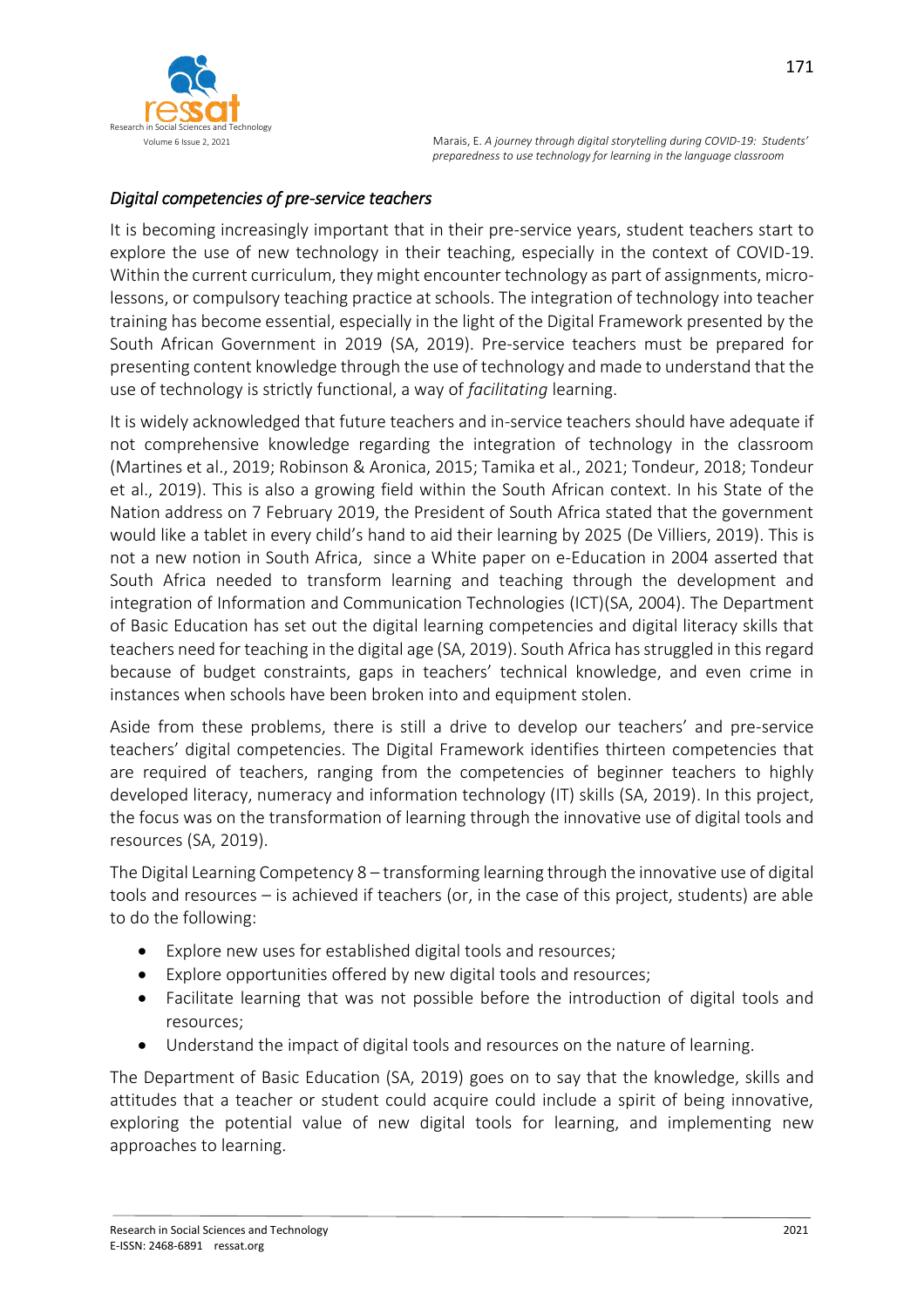### *Digital competencies of pre-service teachers*

It is becoming increasingly important that in their pre-service years, student teachers start to explore the use of new technology in their teaching, especially in the context of COVID-19. Within the current curriculum, they might encounter technology as part of assignments, micro-lessons, or compulsory teaching practice at schools. The integration of technology into teacher training has become essential, especially in the light of the Digital Framework presented by the South African Government in 2019 (SA, 2019). Pre-service teachers must be prepared for presenting content knowledge through the use of technology and made to understand that the use of technology is strictly functional, a way of *facilitating* learning.

It is widely acknowledged that future teachers and in-service teachers should have adequate if not comprehensive knowledge regarding the integration of technology in the classroom (Martines et al., 2019; Robinson & Aronica, 2015; Tamika et al., 2021; Tondeur, 2018; Tondeur et al., 2019). This is also a growing field within the South African context. In his State of the Nation address on 7 February 2019, the President of South Africa stated that the government would like a tablet in every child's hand to aid their learning by 2025 (De Villiers, 2019). This is not a new notion in South Africa, since a White paper on e-Education in 2004 asserted that South Africa needed to transform learning and teaching through the development and integration of Information and Communication Technologies (ICT)(SA, 2004). The Department of Basic Education has set out the digital learning competencies and digital literacy skills that teachers need for teaching in the digital age (SA, 2019). South Africa has struggled in this regard because of budget constraints, gaps in teachers' technical knowledge, and even crime in instances when schools have been broken into and equipment stolen.

Aside from these problems, there is still a drive to develop our teachers' and pre-service teachers' digital competencies. The Digital Framework identifies thirteen competencies that are required of teachers, ranging from the competencies of beginner teachers to highly developed literacy, numeracy and information technology (IT) skills (SA, 2019). In this project, the focus was on the transformation of learning through the innovative use of digital tools and resources (SA, 2019).

The Digital Learning Competency 8 – transforming learning through the innovative use of digital tools and resources – is achieved if teachers (or, in the case of this project, students) are able to do the following:

- Explore new uses for established digital tools and resources;
- Explore opportunities offered by new digital tools and resources;
- Facilitate learning that was not possible before the introduction of digital tools and resources;
- Understand the impact of digital tools and resources on the nature of learning.

The Department of Basic Education (SA, 2019) goes on to say that the knowledge, skills and attitudes that a teacher or student could acquire could include a spirit of being innovative, exploring the potential value of new digital tools for learning, and implementing new approaches to learning.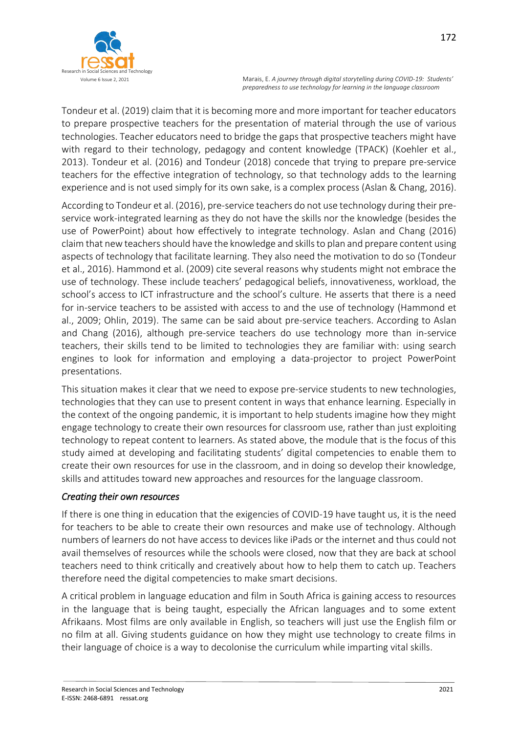Tondeur et al. (2019) claim that it is becoming more and more important for teacher educators to prepare prospective teachers for the presentation of material through the use of various technologies. Teacher educators need to bridge the gaps that prospective teachers might have with regard to their technology, pedagogy and content knowledge (TPACK) (Koehler et al., 2013). Tondeur et al. (2016) and Tondeur (2018) concede that trying to prepare pre-service teachers for the effective integration of technology, so that technology adds to the learning experience and is not used simply for its own sake, is a complex process (Aslan & Chang, 2016).

According to Tondeur et al. (2016), pre-service teachers do not use technology during their pre-service work-integrated learning as they do not have the skills nor the knowledge (besides the use of PowerPoint) about how effectively to integrate technology. Aslan and Chang (2016) claim that new teachers should have the knowledge and skills to plan and prepare content using aspects of technology that facilitate learning. They also need the motivation to do so (Tondeur et al., 2016). Hammond et al. (2009) cite several reasons why students might not embrace the use of technology. These include teachers' pedagogical beliefs, innovativeness, workload, the school's access to ICT infrastructure and the school's culture. He asserts that there is a need for in-service teachers to be assisted with access to and the use of technology (Hammond et al., 2009; Ohlin, 2019). The same can be said about pre-service teachers. According to Aslan and Chang (2016), although pre-service teachers do use technology more than in-service teachers, their skills tend to be limited to technologies they are familiar with: using search engines to look for information and employing a data-projector to project PowerPoint presentations.

This situation makes it clear that we need to expose pre-service students to new technologies, technologies that they can use to present content in ways that enhance learning. Especially in the context of the ongoing pandemic, it is important to help students imagine how they might engage technology to create their own resources for classroom use, rather than just exploiting technology to repeat content to learners. As stated above, the module that is the focus of this study aimed at developing and facilitating students' digital competencies to enable them to create their own resources for use in the classroom, and in doing so develop their knowledge, skills and attitudes toward new approaches and resources for the language classroom.

### *Creating their own resources*

If there is one thing in education that the exigencies of COVID-19 have taught us, it is the need for teachers to be able to create their own resources and make use of technology. Although numbers of learners do not have access to devices like iPads or the internet and thus could not avail themselves of resources while the schools were closed, now that they are back at school teachers need to think critically and creatively about how to help them to catch up. Teachers therefore need the digital competencies to make smart decisions.

A critical problem in language education and film in South Africa is gaining access to resources in the language that is being taught, especially the African languages and to some extent Afrikaans. Most films are only available in English, so teachers will just use the English film or no film at all. Giving students guidance on how they might use technology to create films in their language of choice is a way to decolonise the curriculum while imparting vital skills.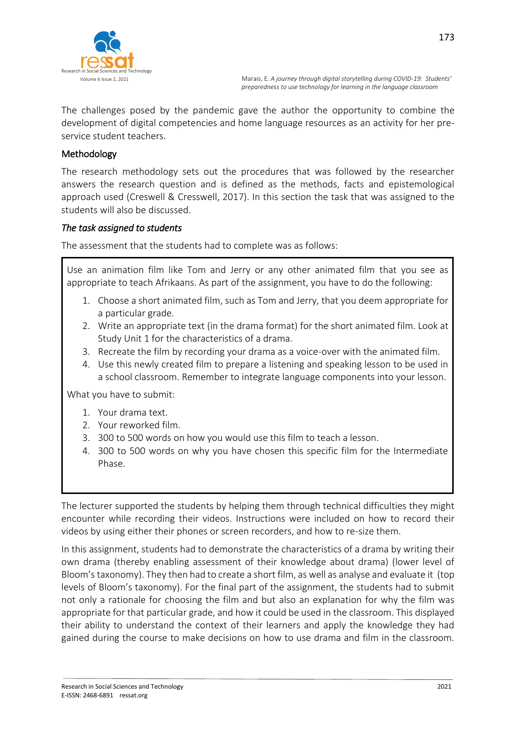The challenges posed by the pandemic gave the author the opportunity to combine the development of digital competencies and home language resources as an activity for her pre-service student teachers.

## Methodology

The research methodology sets out the procedures that was followed by the researcher answers the research question and is defined as the methods, facts and epistemological approach used (Creswell & Cresswell, 2017). In this section the task that was assigned to the students will also be discussed.

### *The task assigned to students*

The assessment that the students had to complete was as follows:

> Use an animation film like Tom and Jerry or any other animated film that you see as appropriate to teach Afrikaans. As part of the assignment, you have to do the following:
>
> 1. Choose a short animated film, such as Tom and Jerry, that you deem appropriate for a particular grade.
> 2. Write an appropriate text (in the drama format) for the short animated film. Look at Study Unit 1 for the characteristics of a drama.
> 3. Recreate the film by recording your drama as a voice-over with the animated film.
> 4. Use this newly created film to prepare a listening and speaking lesson to be used in a school classroom. Remember to integrate language components into your lesson.
>
> What you have to submit:
>
> 1. Your drama text.
> 2. Your reworked film.
> 3. 300 to 500 words on how you would use this film to teach a lesson.
> 4. 300 to 500 words on why you have chosen this specific film for the Intermediate Phase.

The lecturer supported the students by helping them through technical difficulties they might encounter while recording their videos. Instructions were included on how to record their videos by using either their phones or screen recorders, and how to re-size them.

In this assignment, students had to demonstrate the characteristics of a drama by writing their own drama (thereby enabling assessment of their knowledge about drama) (lower level of Bloom's taxonomy). They then had to create a short film, as well as analyse and evaluate it (top levels of Bloom's taxonomy). For the final part of the assignment, the students had to submit not only a rationale for choosing the film and but also an explanation for why the film was appropriate for that particular grade, and how it could be used in the classroom. This displayed their ability to understand the context of their learners and apply the knowledge they had gained during the course to make decisions on how to use drama and film in the classroom.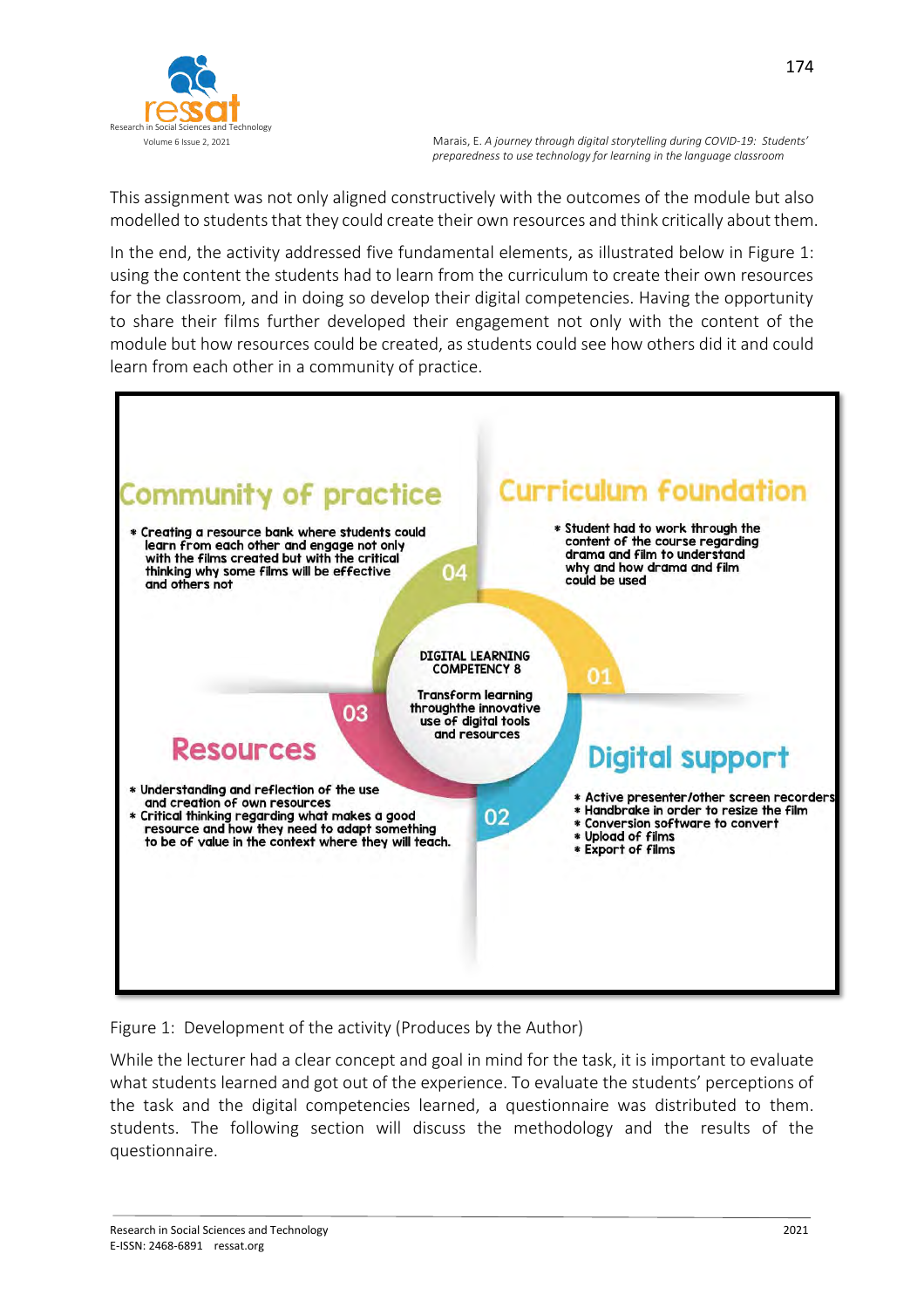This assignment was not only aligned constructively with the outcomes of the module but also modelled to students that they could create their own resources and think critically about them.

In the end, the activity addressed five fundamental elements, as illustrated below in Figure 1: using the content the students had to learn from the curriculum to create their own resources for the classroom, and in doing so develop their digital competencies. Having the opportunity to share their films further developed their engagement not only with the content of the module but how resources could be created, as students could see how others did it and could learn from each other in a community of practice.

**Community of practice** (04)

- Creating a resource bank where students could learn from each other and engage not only with the films created but with the critical thinking why some films will be effective and others not

**Curriculum foundation** (01)

- Student had to work through the content of the course regarding drama and film to understand why and how drama and film could be used

**DIGITAL LEARNING COMPETENCY 8**

Transform learning throughthe innovative use of digital tools and resources

**Resources** (03)

- Understanding and reflection of the use and creation of own resources
- Critical thinking regarding what makes a good resource and how they need to adapt something to be of value in the context where they will teach.

**Digital support** (02)

- Active presenter/other screen recorders
- Handbrake in order to resize the film
- Conversion software to convert
- Upload of films
- Export of films

Figure 1: Development of the activity (Produces by the Author)

While the lecturer had a clear concept and goal in mind for the task, it is important to evaluate what students learned and got out of the experience. To evaluate the students' perceptions of the task and the digital competencies learned, a questionnaire was distributed to them. students. The following section will discuss the methodology and the results of the questionnaire.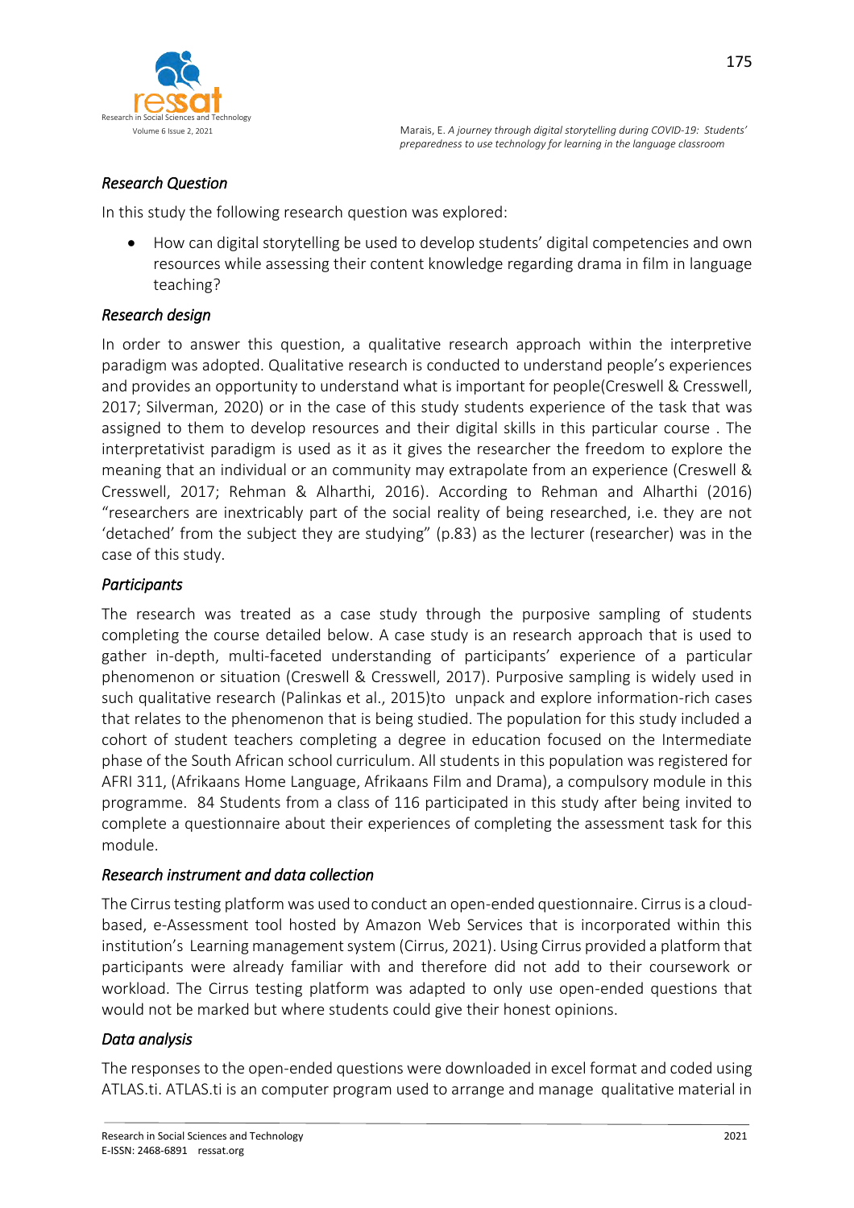### *Research Question*

In this study the following research question was explored:

- How can digital storytelling be used to develop students' digital competencies and own resources while assessing their content knowledge regarding drama in film in language teaching?

### *Research design*

In order to answer this question, a qualitative research approach within the interpretive paradigm was adopted. Qualitative research is conducted to understand people's experiences and provides an opportunity to understand what is important for people(Creswell & Cresswell, 2017; Silverman, 2020) or in the case of this study students experience of the task that was assigned to them to develop resources and their digital skills in this particular course . The interpretativist paradigm is used as it as it gives the researcher the freedom to explore the meaning that an individual or an community may extrapolate from an experience (Creswell & Cresswell, 2017; Rehman & Alharthi, 2016). According to Rehman and Alharthi (2016) "researchers are inextricably part of the social reality of being researched, i.e. they are not 'detached' from the subject they are studying" (p.83) as the lecturer (researcher) was in the case of this study.

### *Participants*

The research was treated as a case study through the purposive sampling of students completing the course detailed below. A case study is an research approach that is used to gather in-depth, multi-faceted understanding of participants' experience of a particular phenomenon or situation (Creswell & Cresswell, 2017). Purposive sampling is widely used in such qualitative research (Palinkas et al., 2015)to unpack and explore information-rich cases that relates to the phenomenon that is being studied. The population for this study included a cohort of student teachers completing a degree in education focused on the Intermediate phase of the South African school curriculum. All students in this population was registered for AFRI 311, (Afrikaans Home Language, Afrikaans Film and Drama), a compulsory module in this programme. 84 Students from a class of 116 participated in this study after being invited to complete a questionnaire about their experiences of completing the assessment task for this module.

### *Research instrument and data collection*

The Cirrus testing platform was used to conduct an open-ended questionnaire. Cirrus is a cloud-based, e-Assessment tool hosted by Amazon Web Services that is incorporated within this institution's Learning management system (Cirrus, 2021). Using Cirrus provided a platform that participants were already familiar with and therefore did not add to their coursework or workload. The Cirrus testing platform was adapted to only use open-ended questions that would not be marked but where students could give their honest opinions.

### *Data analysis*

The responses to the open-ended questions were downloaded in excel format and coded using ATLAS.ti. ATLAS.ti is an computer program used to arrange and manage qualitative material in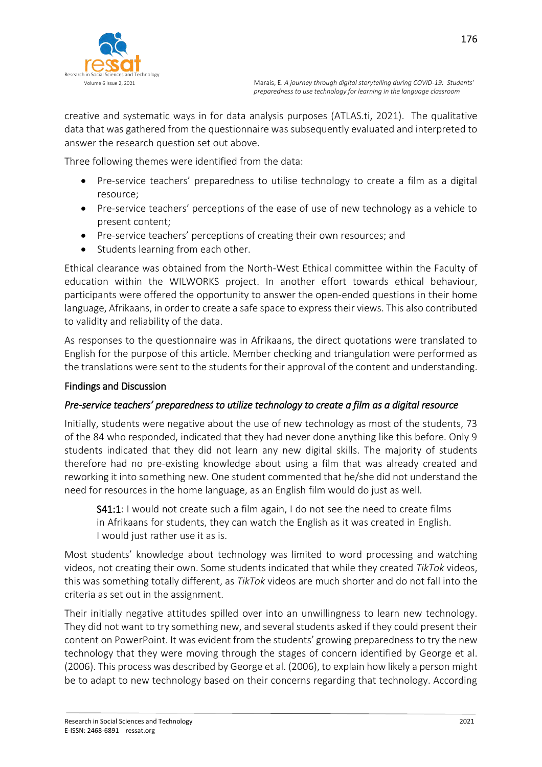creative and systematic ways in for data analysis purposes (ATLAS.ti, 2021). The qualitative data that was gathered from the questionnaire was subsequently evaluated and interpreted to answer the research question set out above.

Three following themes were identified from the data:

- Pre-service teachers' preparedness to utilise technology to create a film as a digital resource;
- Pre-service teachers' perceptions of the ease of use of new technology as a vehicle to present content;
- Pre-service teachers' perceptions of creating their own resources; and
- Students learning from each other.

Ethical clearance was obtained from the North-West Ethical committee within the Faculty of education within the WILWORKS project. In another effort towards ethical behaviour, participants were offered the opportunity to answer the open-ended questions in their home language, Afrikaans, in order to create a safe space to express their views. This also contributed to validity and reliability of the data.

As responses to the questionnaire was in Afrikaans, the direct quotations were translated to English for the purpose of this article. Member checking and triangulation were performed as the translations were sent to the students for their approval of the content and understanding.

## Findings and Discussion

### *Pre-service teachers' preparedness to utilize technology to create a film as a digital resource*

Initially, students were negative about the use of new technology as most of the students, 73 of the 84 who responded, indicated that they had never done anything like this before. Only 9 students indicated that they did not learn any new digital skills. The majority of students therefore had no pre-existing knowledge about using a film that was already created and reworking it into something new. One student commented that he/she did not understand the need for resources in the home language, as an English film would do just as well.

> **S41:1**: I would not create such a film again, I do not see the need to create films in Afrikaans for students, they can watch the English as it was created in English. I would just rather use it as is.

Most students' knowledge about technology was limited to word processing and watching videos, not creating their own. Some students indicated that while they created *TikTok* videos, this was something totally different, as *TikTok* videos are much shorter and do not fall into the criteria as set out in the assignment.

Their initially negative attitudes spilled over into an unwillingness to learn new technology. They did not want to try something new, and several students asked if they could present their content on PowerPoint. It was evident from the students' growing preparedness to try the new technology that they were moving through the stages of concern identified by George et al. (2006). This process was described by George et al. (2006), to explain how likely a person might be to adapt to new technology based on their concerns regarding that technology. According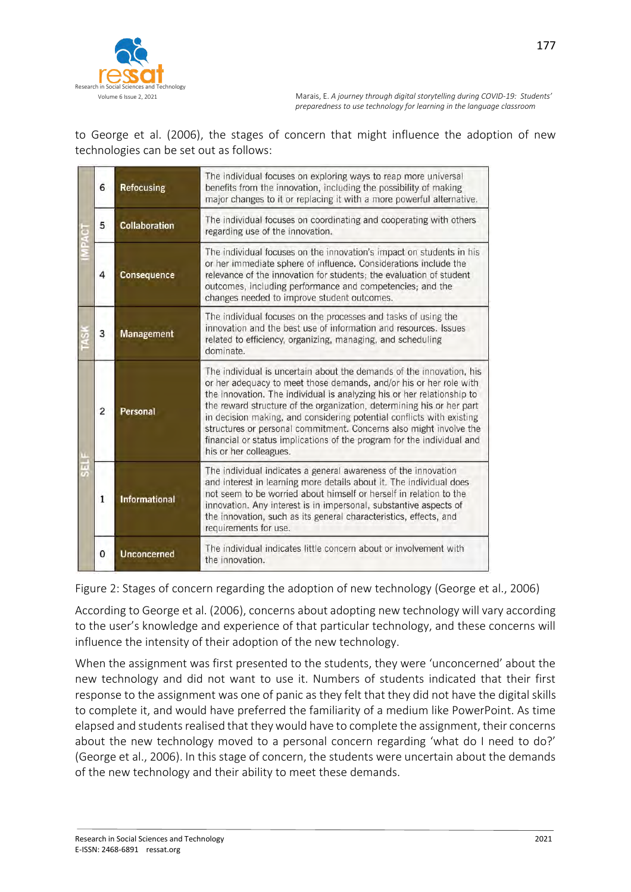to George et al. (2006), the stages of concern that might influence the adoption of new technologies can be set out as follows:

| | | | |
|---|---|---|---|
| IMPACT | 6 | Refocusing | The individual focuses on exploring ways to reap more universal benefits from the innovation, including the possibility of making major changes to it or replacing it with a more powerful alternative. |
| | 5 | Collaboration | The individual focuses on coordinating and cooperating with others regarding use of the innovation. |
| | 4 | Consequence | The individual focuses on the innovation's impact on students in his or her immediate sphere of influence. Considerations include the relevance of the innovation for students; the evaluation of student outcomes, including performance and competencies; and the changes needed to improve student outcomes. |
| TASK | 3 | Management | The individual focuses on the processes and tasks of using the innovation and the best use of information and resources. Issues related to efficiency, organizing, managing, and scheduling dominate. |
| SELF | 2 | Personal | The individual is uncertain about the demands of the innovation, his or her adequacy to meet those demands, and/or his or her role with the innovation. The individual is analyzing his or her relationship to the reward structure of the organization, determining his or her part in decision making, and considering potential conflicts with existing structures or personal commitment. Concerns also might involve the financial or status implications of the program for the individual and his or her colleagues. |
| | 1 | Informational | The individual indicates a general awareness of the innovation and interest in learning more details about it. The individual does not seem to be worried about himself or herself in relation to the innovation. Any interest is in impersonal, substantive aspects of the innovation, such as its general characteristics, effects, and requirements for use. |
| | 0 | Unconcerned | The individual indicates little concern about or involvement with the innovation. |

Figure 2: Stages of concern regarding the adoption of new technology (George et al., 2006)

According to George et al. (2006), concerns about adopting new technology will vary according to the user's knowledge and experience of that particular technology, and these concerns will influence the intensity of their adoption of the new technology.

When the assignment was first presented to the students, they were 'unconcerned' about the new technology and did not want to use it. Numbers of students indicated that their first response to the assignment was one of panic as they felt that they did not have the digital skills to complete it, and would have preferred the familiarity of a medium like PowerPoint. As time elapsed and students realised that they would have to complete the assignment, their concerns about the new technology moved to a personal concern regarding 'what do I need to do?' (George et al., 2006). In this stage of concern, the students were uncertain about the demands of the new technology and their ability to meet these demands.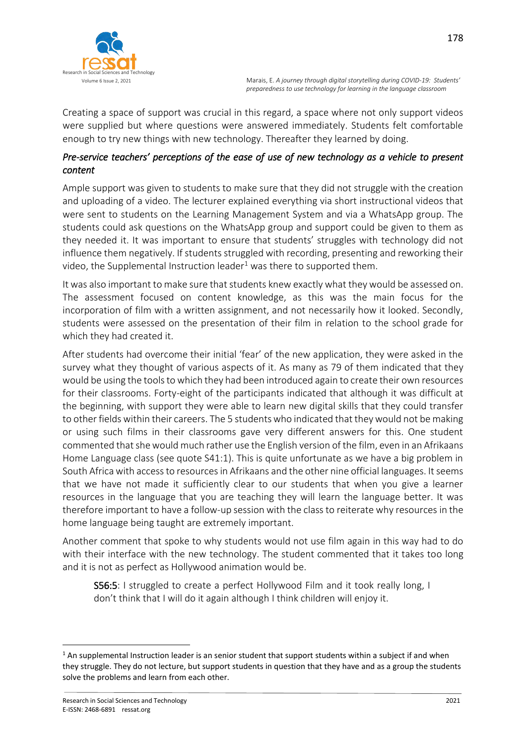Creating a space of support was crucial in this regard, a space where not only support videos were supplied but where questions were answered immediately. Students felt comfortable enough to try new things with new technology. Thereafter they learned by doing.

### *Pre-service teachers' perceptions of the ease of use of new technology as a vehicle to present content*

Ample support was given to students to make sure that they did not struggle with the creation and uploading of a video. The lecturer explained everything via short instructional videos that were sent to students on the Learning Management System and via a WhatsApp group. The students could ask questions on the WhatsApp group and support could be given to them as they needed it. It was important to ensure that students' struggles with technology did not influence them negatively. If students struggled with recording, presenting and reworking their video, the Supplemental Instruction leader[1] was there to supported them.

It was also important to make sure that students knew exactly what they would be assessed on. The assessment focused on content knowledge, as this was the main focus for the incorporation of film with a written assignment, and not necessarily how it looked. Secondly, students were assessed on the presentation of their film in relation to the school grade for which they had created it.

After students had overcome their initial 'fear' of the new application, they were asked in the survey what they thought of various aspects of it. As many as 79 of them indicated that they would be using the tools to which they had been introduced again to create their own resources for their classrooms. Forty-eight of the participants indicated that although it was difficult at the beginning, with support they were able to learn new digital skills that they could transfer to other fields within their careers. The 5 students who indicated that they would not be making or using such films in their classrooms gave very different answers for this. One student commented that she would much rather use the English version of the film, even in an Afrikaans Home Language class (see quote S41:1). This is quite unfortunate as we have a big problem in South Africa with access to resources in Afrikaans and the other nine official languages. It seems that we have not made it sufficiently clear to our students that when you give a learner resources in the language that you are teaching they will learn the language better. It was therefore important to have a follow-up session with the class to reiterate why resources in the home language being taught are extremely important.

Another comment that spoke to why students would not use film again in this way had to do with their interface with the new technology. The student commented that it takes too long and it is not as perfect as Hollywood animation would be.

> S56:5: I struggled to create a perfect Hollywood Film and it took really long, I don't think that I will do it again although I think children will enjoy it.

---

[1] An supplemental Instruction leader is an senior student that support students within a subject if and when they struggle. They do not lecture, but support students in question that they have and as a group the students solve the problems and learn from each other.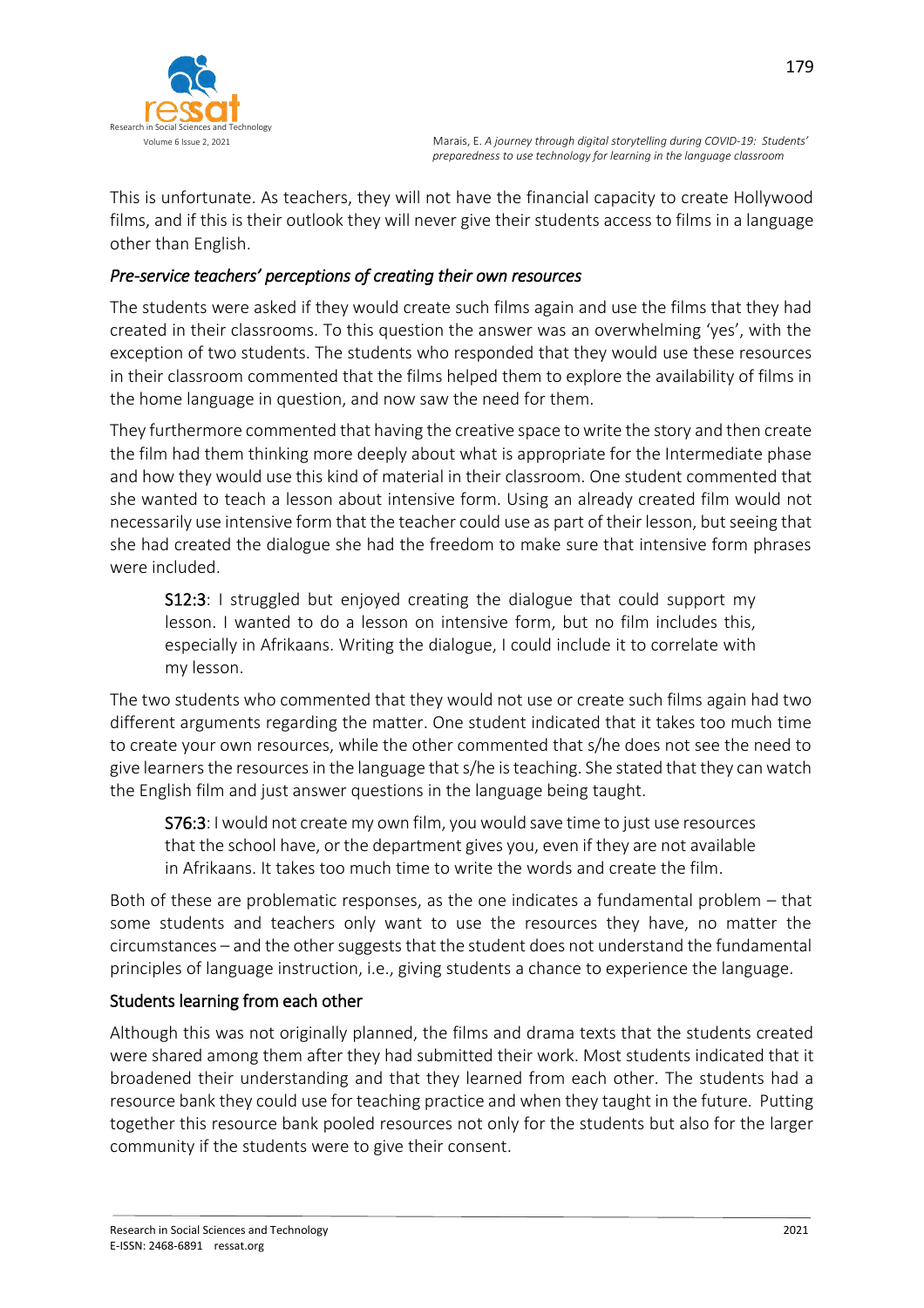This is unfortunate. As teachers, they will not have the financial capacity to create Hollywood films, and if this is their outlook they will never give their students access to films in a language other than English.

### *Pre-service teachers' perceptions of creating their own resources*

The students were asked if they would create such films again and use the films that they had created in their classrooms. To this question the answer was an overwhelming 'yes', with the exception of two students. The students who responded that they would use these resources in their classroom commented that the films helped them to explore the availability of films in the home language in question, and now saw the need for them.

They furthermore commented that having the creative space to write the story and then create the film had them thinking more deeply about what is appropriate for the Intermediate phase and how they would use this kind of material in their classroom. One student commented that she wanted to teach a lesson about intensive form. Using an already created film would not necessarily use intensive form that the teacher could use as part of their lesson, but seeing that she had created the dialogue she had the freedom to make sure that intensive form phrases were included.

> **S12:3**: I struggled but enjoyed creating the dialogue that could support my lesson. I wanted to do a lesson on intensive form, but no film includes this, especially in Afrikaans. Writing the dialogue, I could include it to correlate with my lesson.

The two students who commented that they would not use or create such films again had two different arguments regarding the matter. One student indicated that it takes too much time to create your own resources, while the other commented that s/he does not see the need to give learners the resources in the language that s/he is teaching. She stated that they can watch the English film and just answer questions in the language being taught.

> **S76:3**: I would not create my own film, you would save time to just use resources that the school have, or the department gives you, even if they are not available in Afrikaans. It takes too much time to write the words and create the film.

Both of these are problematic responses, as the one indicates a fundamental problem – that some students and teachers only want to use the resources they have, no matter the circumstances – and the other suggests that the student does not understand the fundamental principles of language instruction, i.e., giving students a chance to experience the language.

### Students learning from each other

Although this was not originally planned, the films and drama texts that the students created were shared among them after they had submitted their work. Most students indicated that it broadened their understanding and that they learned from each other. The students had a resource bank they could use for teaching practice and when they taught in the future. Putting together this resource bank pooled resources not only for the students but also for the larger community if the students were to give their consent.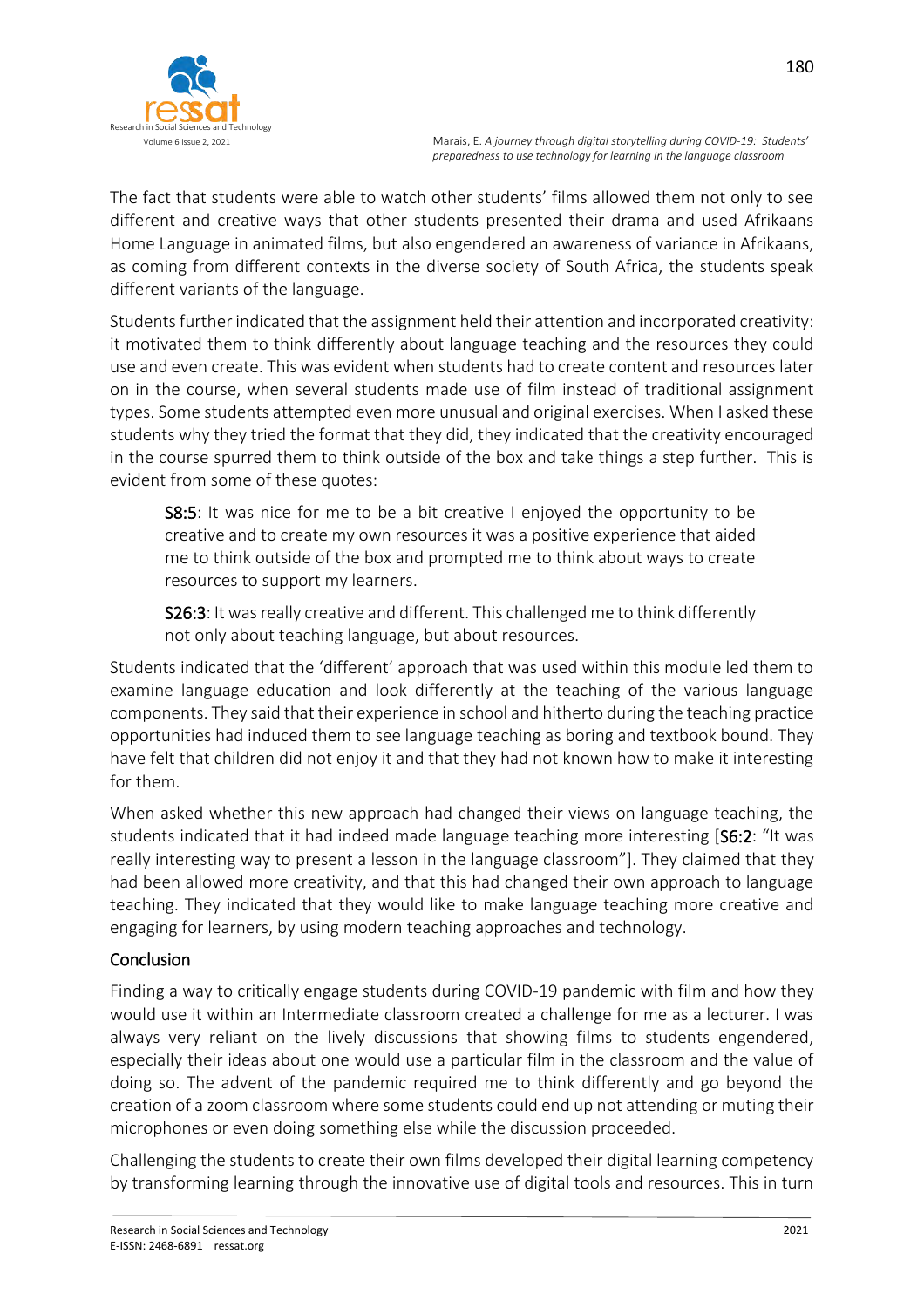The fact that students were able to watch other students' films allowed them not only to see different and creative ways that other students presented their drama and used Afrikaans Home Language in animated films, but also engendered an awareness of variance in Afrikaans, as coming from different contexts in the diverse society of South Africa, the students speak different variants of the language.

Students further indicated that the assignment held their attention and incorporated creativity: it motivated them to think differently about language teaching and the resources they could use and even create. This was evident when students had to create content and resources later on in the course, when several students made use of film instead of traditional assignment types. Some students attempted even more unusual and original exercises. When I asked these students why they tried the format that they did, they indicated that the creativity encouraged in the course spurred them to think outside of the box and take things a step further. This is evident from some of these quotes:

> S8:5: It was nice for me to be a bit creative I enjoyed the opportunity to be creative and to create my own resources it was a positive experience that aided me to think outside of the box and prompted me to think about ways to create resources to support my learners.

> S26:3: It was really creative and different. This challenged me to think differently not only about teaching language, but about resources.

Students indicated that the 'different' approach that was used within this module led them to examine language education and look differently at the teaching of the various language components. They said that their experience in school and hitherto during the teaching practice opportunities had induced them to see language teaching as boring and textbook bound. They have felt that children did not enjoy it and that they had not known how to make it interesting for them.

When asked whether this new approach had changed their views on language teaching, the students indicated that it had indeed made language teaching more interesting [S6:2: "It was really interesting way to present a lesson in the language classroom"]. They claimed that they had been allowed more creativity, and that this had changed their own approach to language teaching. They indicated that they would like to make language teaching more creative and engaging for learners, by using modern teaching approaches and technology.

## Conclusion

Finding a way to critically engage students during COVID-19 pandemic with film and how they would use it within an Intermediate classroom created a challenge for me as a lecturer. I was always very reliant on the lively discussions that showing films to students engendered, especially their ideas about one would use a particular film in the classroom and the value of doing so. The advent of the pandemic required me to think differently and go beyond the creation of a zoom classroom where some students could end up not attending or muting their microphones or even doing something else while the discussion proceeded.

Challenging the students to create their own films developed their digital learning competency by transforming learning through the innovative use of digital tools and resources. This in turn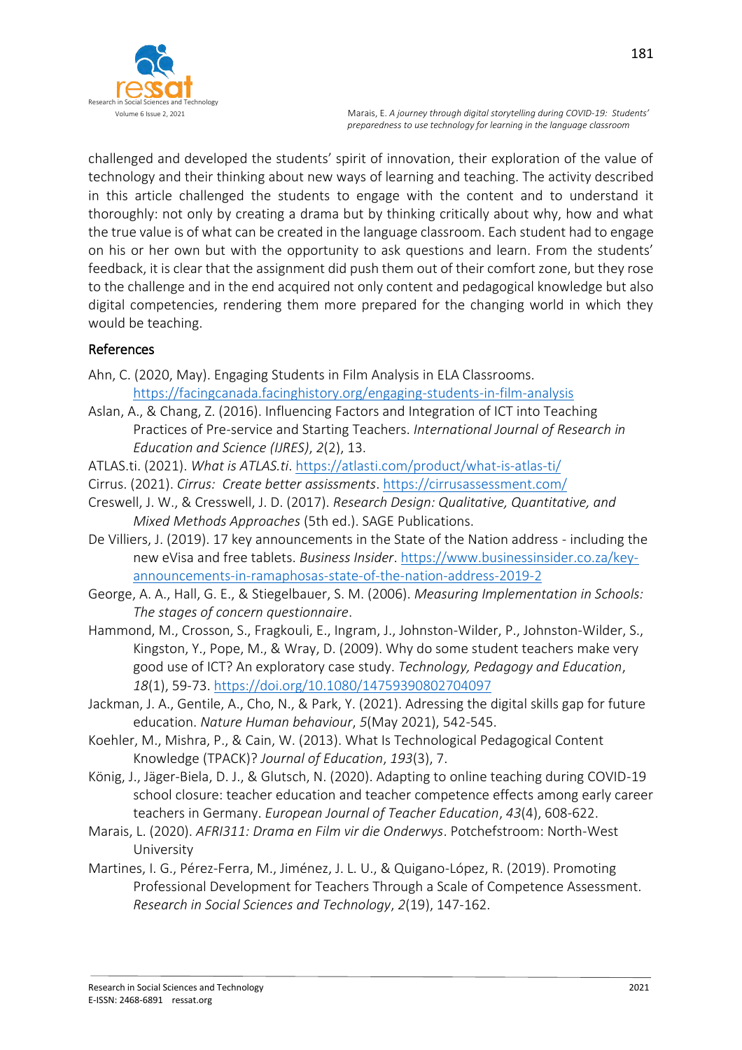challenged and developed the students' spirit of innovation, their exploration of the value of technology and their thinking about new ways of learning and teaching. The activity described in this article challenged the students to engage with the content and to understand it thoroughly: not only by creating a drama but by thinking critically about why, how and what the true value is of what can be created in the language classroom. Each student had to engage on his or her own but with the opportunity to ask questions and learn. From the students' feedback, it is clear that the assignment did push them out of their comfort zone, but they rose to the challenge and in the end acquired not only content and pedagogical knowledge but also digital competencies, rendering them more prepared for the changing world in which they would be teaching.

## References

Ahn, C. (2020, May). Engaging Students in Film Analysis in ELA Classrooms. https://facingcanada.facinghistory.org/engaging-students-in-film-analysis

Aslan, A., & Chang, Z. (2016). Influencing Factors and Integration of ICT into Teaching Practices of Pre-service and Starting Teachers. *International Journal of Research in Education and Science (IJRES)*, *2*(2), 13.

ATLAS.ti. (2021). *What is ATLAS.ti*. https://atlasti.com/product/what-is-atlas-ti/

Cirrus. (2021). *Cirrus: Create better assessments*. https://cirrusassessment.com/

Creswell, J. W., & Cresswell, J. D. (2017). *Research Design: Qualitative, Quantitative, and Mixed Methods Approaches* (5th ed.). SAGE Publications.

De Villiers, J. (2019). 17 key announcements in the State of the Nation address - including the new eVisa and free tablets. *Business Insider*. https://www.businessinsider.co.za/key-announcements-in-ramaphosas-state-of-the-nation-address-2019-2

George, A. A., Hall, G. E., & Stiegelbauer, S. M. (2006). *Measuring Implementation in Schools: The stages of concern questionnaire*.

Hammond, M., Crosson, S., Fragkouli, E., Ingram, J., Johnston-Wilder, P., Johnston-Wilder, S., Kingston, Y., Pope, M., & Wray, D. (2009). Why do some student teachers make very good use of ICT? An exploratory case study. *Technology, Pedagogy and Education*, *18*(1), 59-73. https://doi.org/10.1080/14759390802704097

Jackman, J. A., Gentile, A., Cho, N., & Park, Y. (2021). Adressing the digital skills gap for future education. *Nature Human behaviour*, *5*(May 2021), 542-545.

Koehler, M., Mishra, P., & Cain, W. (2013). What Is Technological Pedagogical Content Knowledge (TPACK)? *Journal of Education*, *193*(3), 7.

König, J., Jäger-Biela, D. J., & Glutsch, N. (2020). Adapting to online teaching during COVID-19 school closure: teacher education and teacher competence effects among early career teachers in Germany. *European Journal of Teacher Education*, *43*(4), 608-622.

Marais, L. (2020). *AFRI311: Drama en Film vir die Onderwys*. Potchefstroom: North-West University

Martines, I. G., Pérez-Ferra, M., Jiménez, J. L. U., & Quigano-López, R. (2019). Promoting Professional Development for Teachers Through a Scale of Competence Assessment. *Research in Social Sciences and Technology*, *2*(19), 147-162.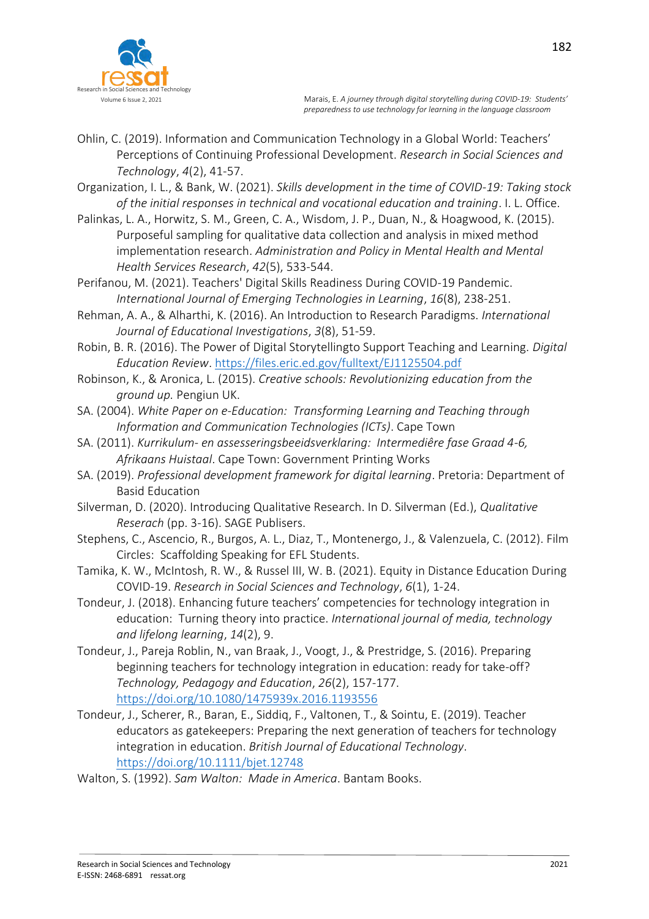Ohlin, C. (2019). Information and Communication Technology in a Global World: Teachers' Perceptions of Continuing Professional Development. *Research in Social Sciences and Technology*, *4*(2), 41-57.

Organization, I. L., & Bank, W. (2021). *Skills development in the time of COVID-19: Taking stock of the initial responses in technical and vocational education and training*. I. L. Office.

Palinkas, L. A., Horwitz, S. M., Green, C. A., Wisdom, J. P., Duan, N., & Hoagwood, K. (2015). Purposeful sampling for qualitative data collection and analysis in mixed method implementation research. *Administration and Policy in Mental Health and Mental Health Services Research*, *42*(5), 533-544.

Perifanou, M. (2021). Teachers' Digital Skills Readiness During COVID-19 Pandemic. *International Journal of Emerging Technologies in Learning*, *16*(8), 238-251.

Rehman, A. A., & Alharthi, K. (2016). An Introduction to Research Paradigms. *International Journal of Educational Investigations*, *3*(8), 51-59.

Robin, B. R. (2016). The Power of Digital Storytellingto Support Teaching and Learning. *Digital Education Review*. https://files.eric.ed.gov/fulltext/EJ1125504.pdf

Robinson, K., & Aronica, L. (2015). *Creative schools: Revolutionizing education from the ground up.* Pengiun UK.

SA. (2004). *White Paper on e-Education: Transforming Learning and Teaching through Information and Communication Technologies (ICTs)*. Cape Town

SA. (2011). *Kurrikulum- en assesseringsbeeidsverklaring: Intermediêre fase Graad 4-6, Afrikaans Huistaal*. Cape Town: Government Printing Works

SA. (2019). *Professional development framework for digital learning*. Pretoria: Department of Basid Education

Silverman, D. (2020). Introducing Qualitative Research. In D. Silverman (Ed.), *Qualitative Reserach* (pp. 3-16). SAGE Publisers.

Stephens, C., Ascencio, R., Burgos, A. L., Diaz, T., Montenergo, J., & Valenzuela, C. (2012). Film Circles: Scaffolding Speaking for EFL Students.

Tamika, K. W., McIntosh, R. W., & Russel III, W. B. (2021). Equity in Distance Education During COVID-19. *Research in Social Sciences and Technology*, *6*(1), 1-24.

Tondeur, J. (2018). Enhancing future teachers' competencies for technology integration in education: Turning theory into practice. *International journal of media, technology and lifelong learning*, *14*(2), 9.

Tondeur, J., Pareja Roblin, N., van Braak, J., Voogt, J., & Prestridge, S. (2016). Preparing beginning teachers for technology integration in education: ready for take-off? *Technology, Pedagogy and Education*, *26*(2), 157-177. https://doi.org/10.1080/1475939x.2016.1193556

Tondeur, J., Scherer, R., Baran, E., Siddiq, F., Valtonen, T., & Sointu, E. (2019). Teacher educators as gatekeepers: Preparing the next generation of teachers for technology integration in education. *British Journal of Educational Technology*. https://doi.org/10.1111/bjet.12748

Walton, S. (1992). *Sam Walton: Made in America*. Bantam Books.